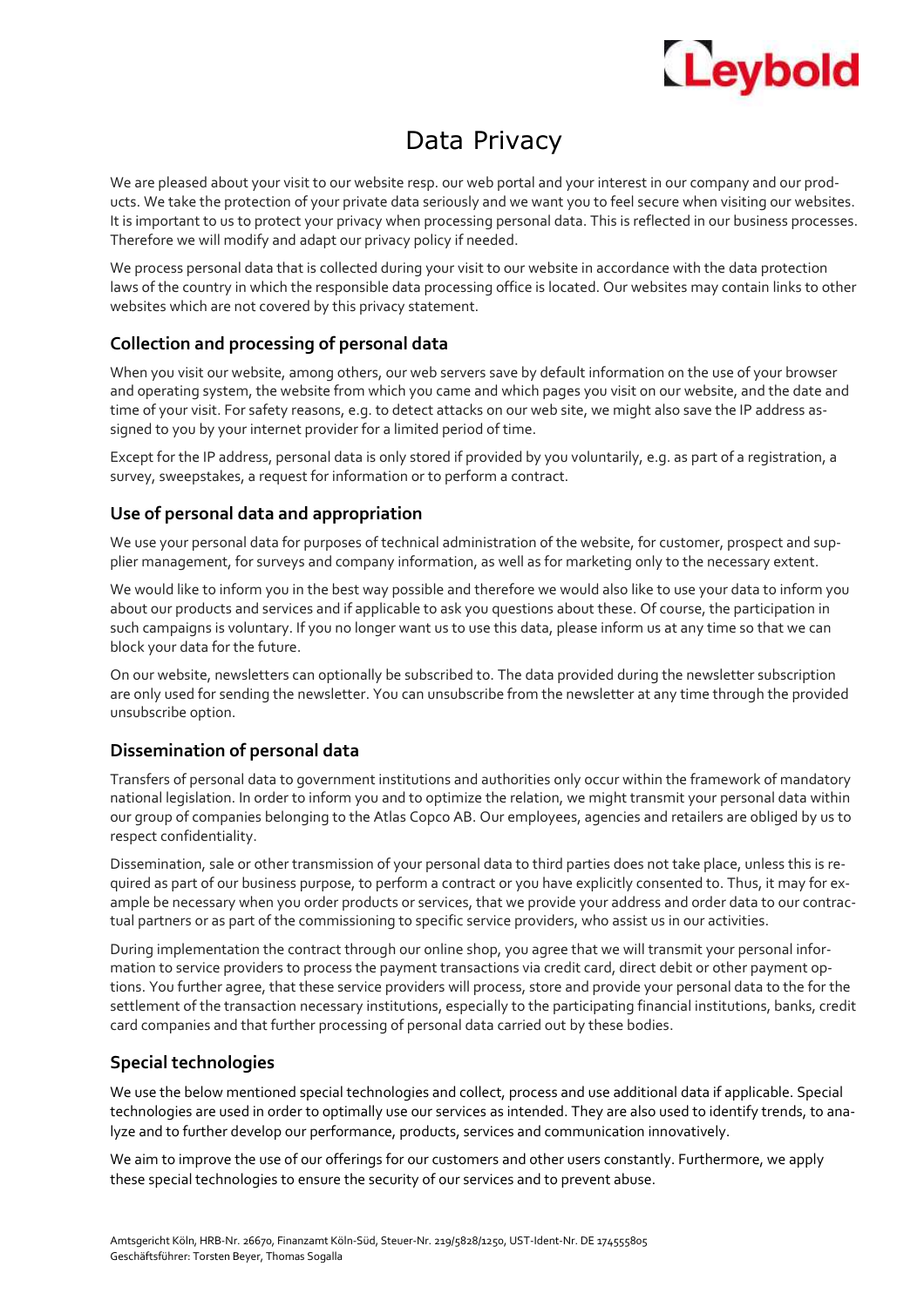# Data Privacy

We are pleased about your visit to our website resp. our web portal and your interest in our company and our products. We take the protection of your private data seriously and we want you to feel secure when visiting our websites. It is important to us to protect your privacy when processing personal data. This is reflected in our business processes. Therefore we will modify and adapt our privacy policy if needed.

We process personal data that is collected during your visit to our website in accordance with the data protection laws of the country in which the responsible data processing office is located. Our websites may contain links to other websites which are not covered by this privacy statement.

## Collection and processing of personal data

When you visit our website, among others, our web servers save by default information on the use of your browser and operating system, the website from which you came and which pages you visit on our website, and the date and time of your visit. For safety reasons, e.g. to detect attacks on our web site, we might also save the IP address assigned to you by your internet provider for a limited period of time.

Except for the IP address, personal data is only stored if provided by you voluntarily, e.g. as part of a registration, a survey, sweepstakes, a request for information or to perform a contract.

## Use of personal data and appropriation

We use your personal data for purposes of technical administration of the website, for customer, prospect and supplier management, for surveys and company information, as well as for marketing only to the necessary extent.

We would like to inform you in the best way possible and therefore we would also like to use your data to inform you about our products and services and if applicable to ask you questions about these. Of course, the participation in such campaigns is voluntary. If you no longer want us to use this data, please inform us at any time so that we can block your data for the future.

On our website, newsletters can optionally be subscribed to. The data provided during the newsletter subscription are only used for sending the newsletter. You can unsubscribe from the newsletter at any time through the provided unsubscribe option.

## Dissemination of personal data

Transfers of personal data to government institutions and authorities only occur within the framework of mandatory national legislation. In order to inform you and to optimize the relation, we might transmit your personal data within our group of companies belonging to the Atlas Copco AB. Our employees, agencies and retailers are obliged by us to respect confidentiality.

Dissemination, sale or other transmission of your personal data to third parties does not take place, unless this is required as part of our business purpose, to perform a contract or you have explicitly consented to. Thus, it may for example be necessary when you order products or services, that we provide your address and order data to our contractual partners or as part of the commissioning to specific service providers, who assist us in our activities.

During implementation the contract through our online shop, you agree that we will transmit your personal information to service providers to process the payment transactions via credit card, direct debit or other payment options. You further agree, that these service providers will process, store and provide your personal data to the for the settlement of the transaction necessary institutions, especially to the participating financial institutions, banks, credit card companies and that further processing of personal data carried out by these bodies.

## Special technologies

We use the below mentioned special technologies and collect, process and use additional data if applicable. Special technologies are used in order to optimally use our services as intended. They are also used to identify trends, to analyze and to further develop our performance, products, services and communication innovatively.

We aim to improve the use of our offerings for our customers and other users constantly. Furthermore, we apply these special technologies to ensure the security of our services and to prevent abuse.

Amtsgericht Köln, HRB-Nr. 26670, Finanzamt Köln-Süd, Steuer-Nr. 219/5828/1250, UST-Ident-Nr. DE 174555805
Geschäftsführer: Torsten Beyer, Thomas Sogalla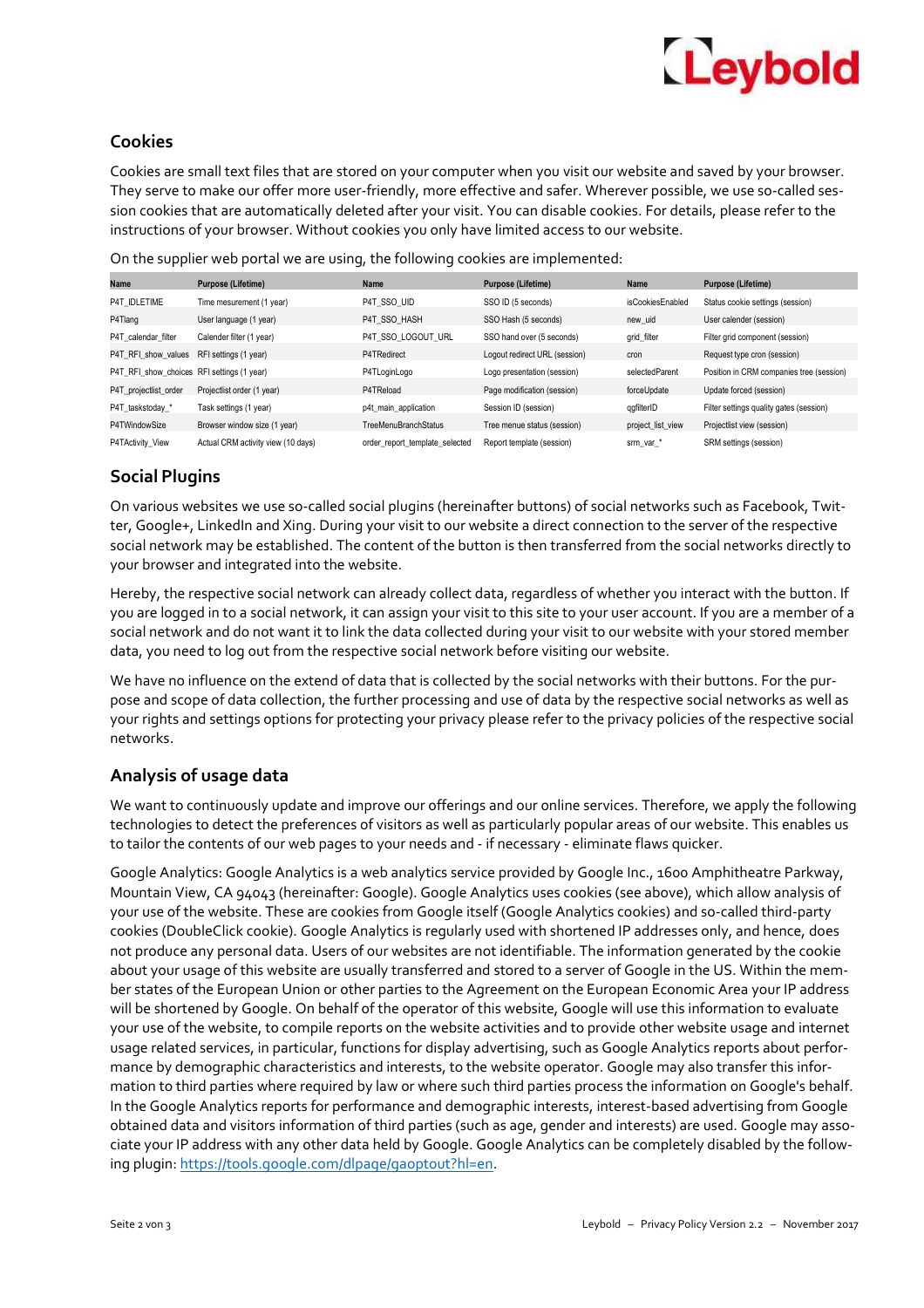## Cookies

Cookies are small text files that are stored on your computer when you visit our website and saved by your browser. They serve to make our offer more user-friendly, more effective and safer. Wherever possible, we use so-called session cookies that are automatically deleted after your visit. You can disable cookies. For details, please refer to the instructions of your browser. Without cookies you only have limited access to our website.

On the supplier web portal we are using, the following cookies are implemented:

| Name | Purpose (Lifetime) | Name | Purpose (Lifetime) | Name | Purpose (Lifetime) |
|---|---|---|---|---|---|
| P4T_IDLETIME | Time mesurement (1 year) | P4T_SSO_UID | SSO ID (5 seconds) | isCookiesEnabled | Status cookie settings (session) |
| P4Tlang | User language (1 year) | P4T_SSO_HASH | SSO Hash (5 seconds) | new_uid | User calender (session) |
| P4T_calendar_filter | Calender filter (1 year) | P4T_SSO_LOGOUT_URL | SSO hand over (5 seconds) | grid_filter | Filter grid component (session) |
| P4T_RFI_show_values | RFI settings (1 year) | P4TRedirect | Logout redirect URL (session) | cron | Request type cron (session) |
| P4T_RFI_show_choices | RFI settings (1 year) | P4TLoginLogo | Logo presentation (session) | selectedParent | Position in CRM companies tree (session) |
| P4T_projectlist_order | Projectlist order (1 year) | P4TReload | Page modification (session) | forceUpdate | Update forced (session) |
| P4T_taskstoday_* | Task settings (1 year) | p4t_main_application | Session ID (session) | qgfilterID | Filter settings quality gates (session) |
| P4TWindowSize | Browser window size (1 year) | TreeMenuBranchStatus | Tree menue status (session) | project_list_view | Projectlist view (session) |
| P4TActivity_View | Actual CRM activity view (10 days) | order_report_template_selected | Report template (session) | srm_var_* | SRM settings (session) |

## Social Plugins

On various websites we use so-called social plugins (hereinafter buttons) of social networks such as Facebook, Twitter, Google+, LinkedIn and Xing. During your visit to our website a direct connection to the server of the respective social network may be established. The content of the button is then transferred from the social networks directly to your browser and integrated into the website.

Hereby, the respective social network can already collect data, regardless of whether you interact with the button. If you are logged in to a social network, it can assign your visit to this site to your user account. If you are a member of a social network and do not want it to link the data collected during your visit to our website with your stored member data, you need to log out from the respective social network before visiting our website.

We have no influence on the extend of data that is collected by the social networks with their buttons. For the purpose and scope of data collection, the further processing and use of data by the respective social networks as well as your rights and settings options for protecting your privacy please refer to the privacy policies of the respective social networks.

## Analysis of usage data

We want to continuously update and improve our offerings and our online services. Therefore, we apply the following technologies to detect the preferences of visitors as well as particularly popular areas of our website. This enables us to tailor the contents of our web pages to your needs and - if necessary - eliminate flaws quicker.

Google Analytics: Google Analytics is a web analytics service provided by Google Inc., 1600 Amphitheatre Parkway, Mountain View, CA 94043 (hereinafter: Google). Google Analytics uses cookies (see above), which allow analysis of your use of the website. These are cookies from Google itself (Google Analytics cookies) and so-called third-party cookies (DoubleClick cookie). Google Analytics is regularly used with shortened IP addresses only, and hence, does not produce any personal data. Users of our websites are not identifiable. The information generated by the cookie about your usage of this website are usually transferred and stored to a server of Google in the US. Within the member states of the European Union or other parties to the Agreement on the European Economic Area your IP address will be shortened by Google. On behalf of the operator of this website, Google will use this information to evaluate your use of the website, to compile reports on the website activities and to provide other website usage and internet usage related services, in particular, functions for display advertising, such as Google Analytics reports about performance by demographic characteristics and interests, to the website operator. Google may also transfer this information to third parties where required by law or where such third parties process the information on Google's behalf. In the Google Analytics reports for performance and demographic interests, interest-based advertising from Google obtained data and visitors information of third parties (such as age, gender and interests) are used. Google may associate your IP address with any other data held by Google. Google Analytics can be completely disabled by the following plugin: https://tools.google.com/dlpage/gaoptout?hl=en.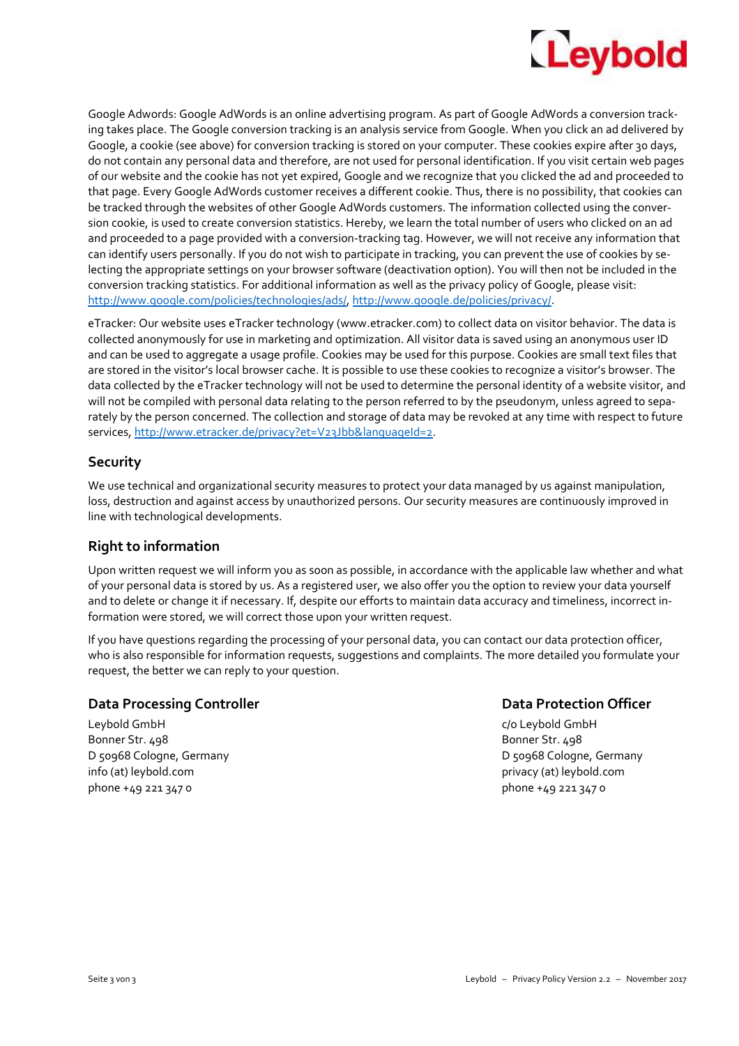Google Adwords: Google AdWords is an online advertising program. As part of Google AdWords a conversion tracking takes place. The Google conversion tracking is an analysis service from Google. When you click an ad delivered by Google, a cookie (see above) for conversion tracking is stored on your computer. These cookies expire after 30 days, do not contain any personal data and therefore, are not used for personal identification. If you visit certain web pages of our website and the cookie has not yet expired, Google and we recognize that you clicked the ad and proceeded to that page. Every Google AdWords customer receives a different cookie. Thus, there is no possibility, that cookies can be tracked through the websites of other Google AdWords customers. The information collected using the conversion cookie, is used to create conversion statistics. Hereby, we learn the total number of users who clicked on an ad and proceeded to a page provided with a conversion-tracking tag. However, we will not receive any information that can identify users personally. If you do not wish to participate in tracking, you can prevent the use of cookies by selecting the appropriate settings on your browser software (deactivation option). You will then not be included in the conversion tracking statistics. For additional information as well as the privacy policy of Google, please visit: http://www.google.com/policies/technologies/ads/, http://www.google.de/policies/privacy/.

eTracker: Our website uses eTracker technology (www.etracker.com) to collect data on visitor behavior. The data is collected anonymously for use in marketing and optimization. All visitor data is saved using an anonymous user ID and can be used to aggregate a usage profile. Cookies may be used for this purpose. Cookies are small text files that are stored in the visitor's local browser cache. It is possible to use these cookies to recognize a visitor's browser. The data collected by the eTracker technology will not be used to determine the personal identity of a website visitor, and will not be compiled with personal data relating to the person referred to by the pseudonym, unless agreed to separately by the person concerned. The collection and storage of data may be revoked at any time with respect to future services, http://www.etracker.de/privacy?et=V23Jbb&languageId=2.

## Security

We use technical and organizational security measures to protect your data managed by us against manipulation, loss, destruction and against access by unauthorized persons. Our security measures are continuously improved in line with technological developments.

## Right to information

Upon written request we will inform you as soon as possible, in accordance with the applicable law whether and what of your personal data is stored by us. As a registered user, we also offer you the option to review your data yourself and to delete or change it if necessary. If, despite our efforts to maintain data accuracy and timeliness, incorrect information were stored, we will correct those upon your written request.

If you have questions regarding the processing of your personal data, you can contact our data protection officer, who is also responsible for information requests, suggestions and complaints. The more detailed you formulate your request, the better we can reply to your question.

### Data Processing Controller

Leybold GmbH
Bonner Str. 498
D 50968 Cologne, Germany
info (at) leybold.com
phone +49 221 347 0

### Data Protection Officer

c/o Leybold GmbH
Bonner Str. 498
D 50968 Cologne, Germany
privacy (at) leybold.com
phone +49 221 347 0